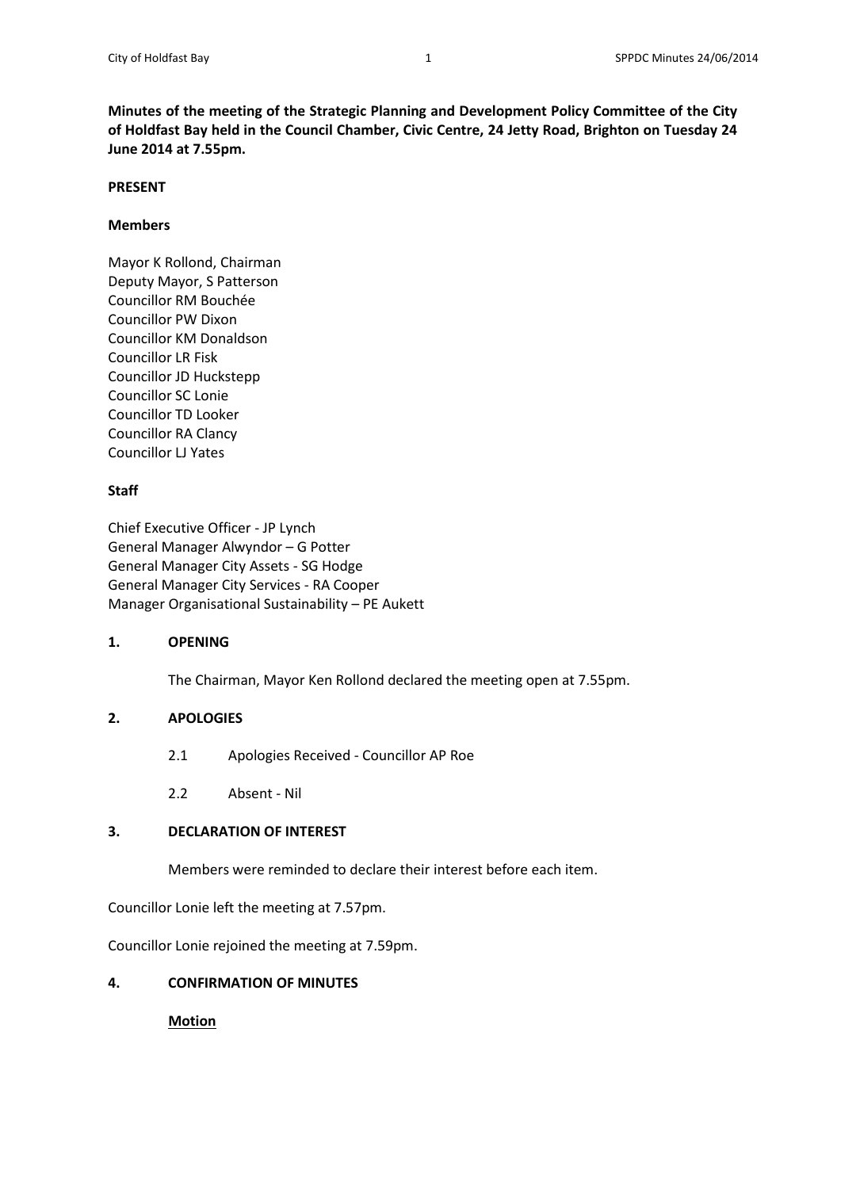**Minutes of the meeting of the Strategic Planning and Development Policy Committee of the City of Holdfast Bay held in the Council Chamber, Civic Centre, 24 Jetty Road, Brighton on Tuesday 24 June 2014 at 7.55pm.**

**PRESENT**

**Members**

Mayor K Rollond, Chairman
Deputy Mayor, S Patterson
Councillor RM Bouchée
Councillor PW Dixon
Councillor KM Donaldson
Councillor LR Fisk
Councillor JD Huckstepp
Councillor SC Lonie
Councillor TD Looker
Councillor RA Clancy
Councillor LJ Yates

**Staff**

Chief Executive Officer - JP Lynch
General Manager Alwyndor – G Potter
General Manager City Assets - SG Hodge
General Manager City Services - RA Cooper
Manager Organisational Sustainability – PE Aukett

**1. OPENING**

The Chairman, Mayor Ken Rollond declared the meeting open at 7.55pm.

**2. APOLOGIES**

2.1 Apologies Received - Councillor AP Roe

2.2 Absent - Nil

**3. DECLARATION OF INTEREST**

Members were reminded to declare their interest before each item.

Councillor Lonie left the meeting at 7.57pm.

Councillor Lonie rejoined the meeting at 7.59pm.

**4. CONFIRMATION OF MINUTES**

**Motion**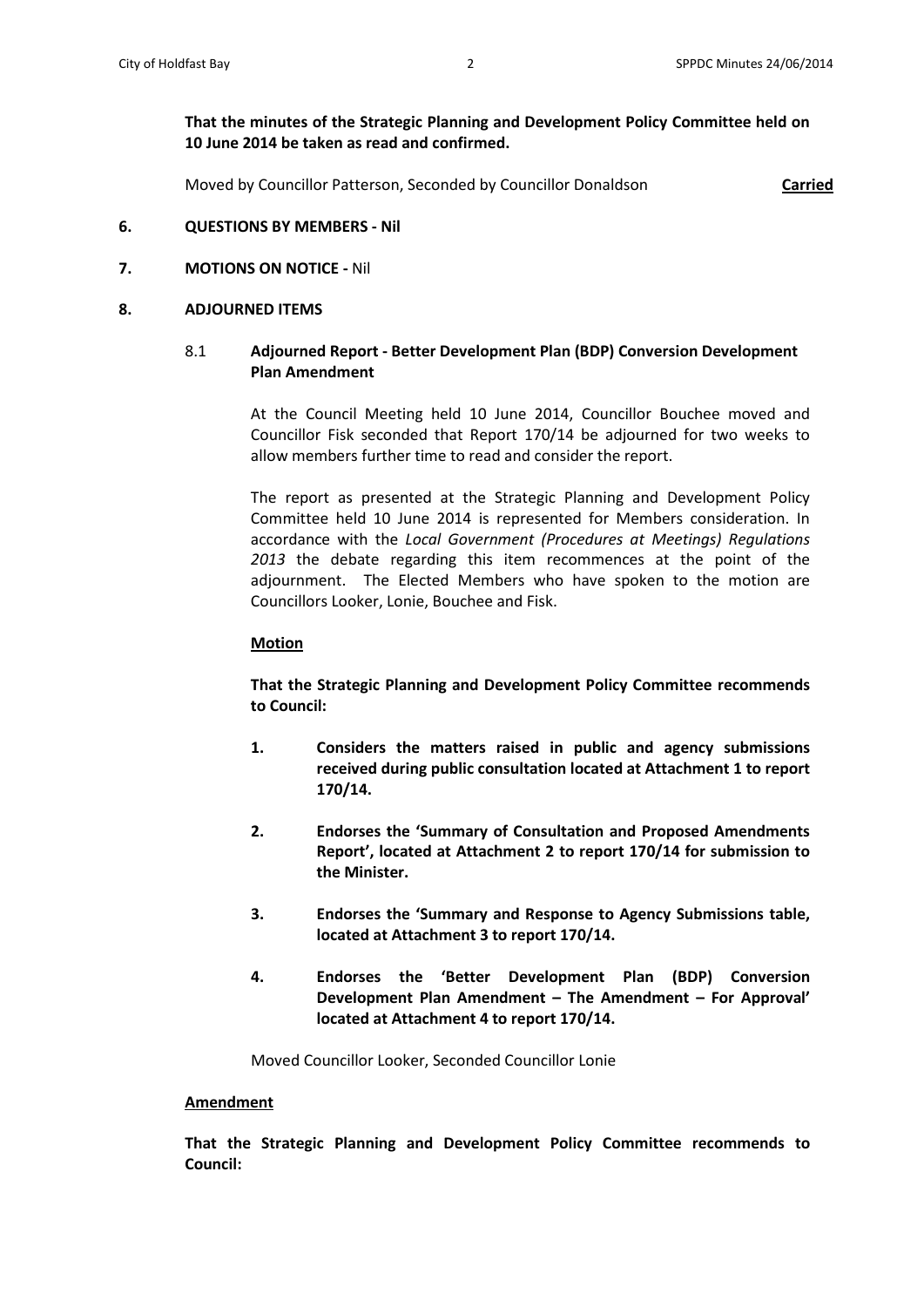**That the minutes of the Strategic Planning and Development Policy Committee held on 10 June 2014 be taken as read and confirmed.**

Moved by Councillor Patterson, Seconded by Councillor Donaldson **Carried**

## 6. QUESTIONS BY MEMBERS - Nil

## 7. MOTIONS ON NOTICE - Nil

## 8. ADJOURNED ITEMS

### 8.1 Adjourned Report - Better Development Plan (BDP) Conversion Development Plan Amendment

At the Council Meeting held 10 June 2014, Councillor Bouchee moved and Councillor Fisk seconded that Report 170/14 be adjourned for two weeks to allow members further time to read and consider the report.

The report as presented at the Strategic Planning and Development Policy Committee held 10 June 2014 is represented for Members consideration. In accordance with the *Local Government (Procedures at Meetings) Regulations 2013* the debate regarding this item recommences at the point of the adjournment. The Elected Members who have spoken to the motion are Councillors Looker, Lonie, Bouchee and Fisk.

**Motion**

**That the Strategic Planning and Development Policy Committee recommends to Council:**

1. **Considers the matters raised in public and agency submissions received during public consultation located at Attachment 1 to report 170/14.**
2. **Endorses the 'Summary of Consultation and Proposed Amendments Report', located at Attachment 2 to report 170/14 for submission to the Minister.**
3. **Endorses the 'Summary and Response to Agency Submissions table, located at Attachment 3 to report 170/14.**
4. **Endorses the 'Better Development Plan (BDP) Conversion Development Plan Amendment – The Amendment – For Approval' located at Attachment 4 to report 170/14.**

Moved Councillor Looker, Seconded Councillor Lonie

**Amendment**

**That the Strategic Planning and Development Policy Committee recommends to Council:**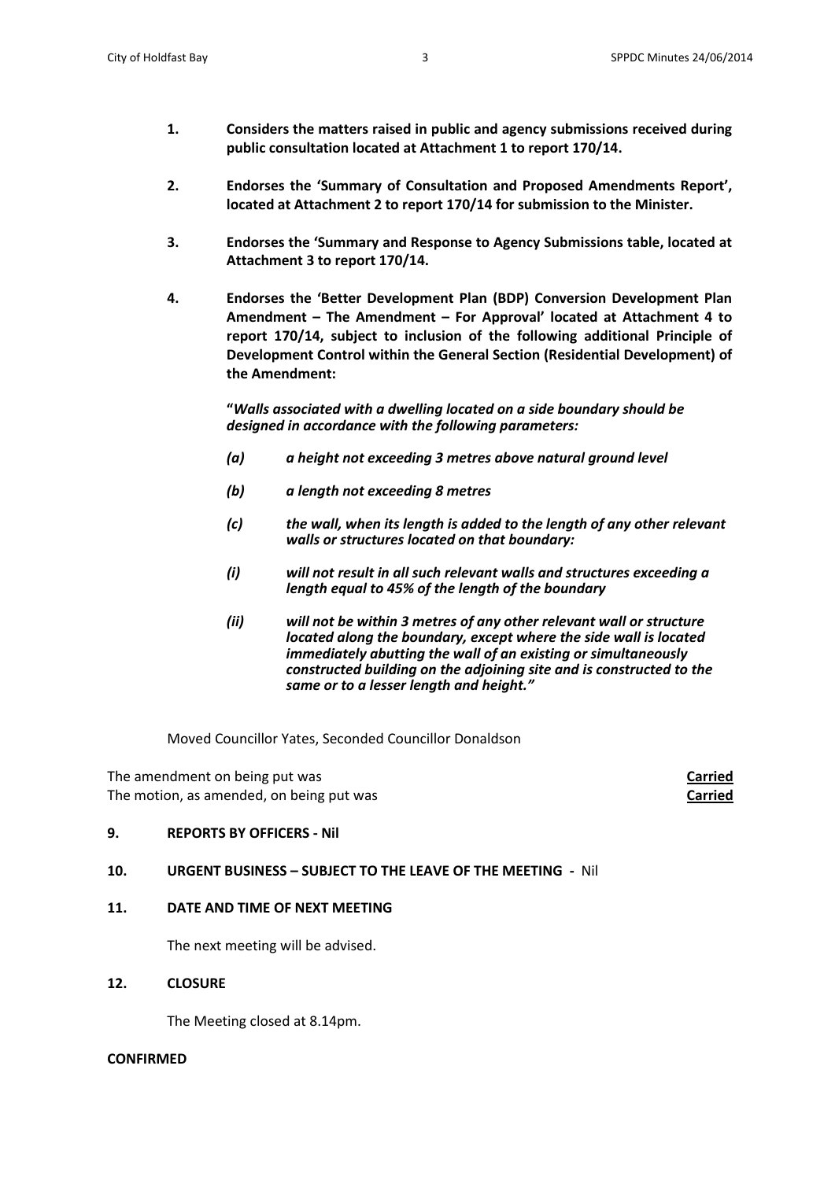1. **Considers the matters raised in public and agency submissions received during public consultation located at Attachment 1 to report 170/14.**

2. **Endorses the 'Summary of Consultation and Proposed Amendments Report', located at Attachment 2 to report 170/14 for submission to the Minister.**

3. **Endorses the 'Summary and Response to Agency Submissions table, located at Attachment 3 to report 170/14.**

4. **Endorses the 'Better Development Plan (BDP) Conversion Development Plan Amendment – The Amendment – For Approval' located at Attachment 4 to report 170/14, subject to inclusion of the following additional Principle of Development Control within the General Section (Residential Development) of the Amendment:**

   **"*Walls associated with a dwelling located on a side boundary should be designed in accordance with the following parameters:***

   ***(a) a height not exceeding 3 metres above natural ground level***

   ***(b) a length not exceeding 8 metres***

   ***(c) the wall, when its length is added to the length of any other relevant walls or structures located on that boundary:***

   ***(i) will not result in all such relevant walls and structures exceeding a length equal to 45% of the length of the boundary***

   ***(ii) will not be within 3 metres of any other relevant wall or structure located along the boundary, except where the side wall is located immediately abutting the wall of an existing or simultaneously constructed building on the adjoining site and is constructed to the same or to a lesser length and height."***

Moved Councillor Yates, Seconded Councillor Donaldson

The amendment on being put was **Carried**
The motion, as amended, on being put was **Carried**

## 9. REPORTS BY OFFICERS - Nil

## 10. URGENT BUSINESS – SUBJECT TO THE LEAVE OF THE MEETING - Nil

## 11. DATE AND TIME OF NEXT MEETING

The next meeting will be advised.

## 12. CLOSURE

The Meeting closed at 8.14pm.

**CONFIRMED**